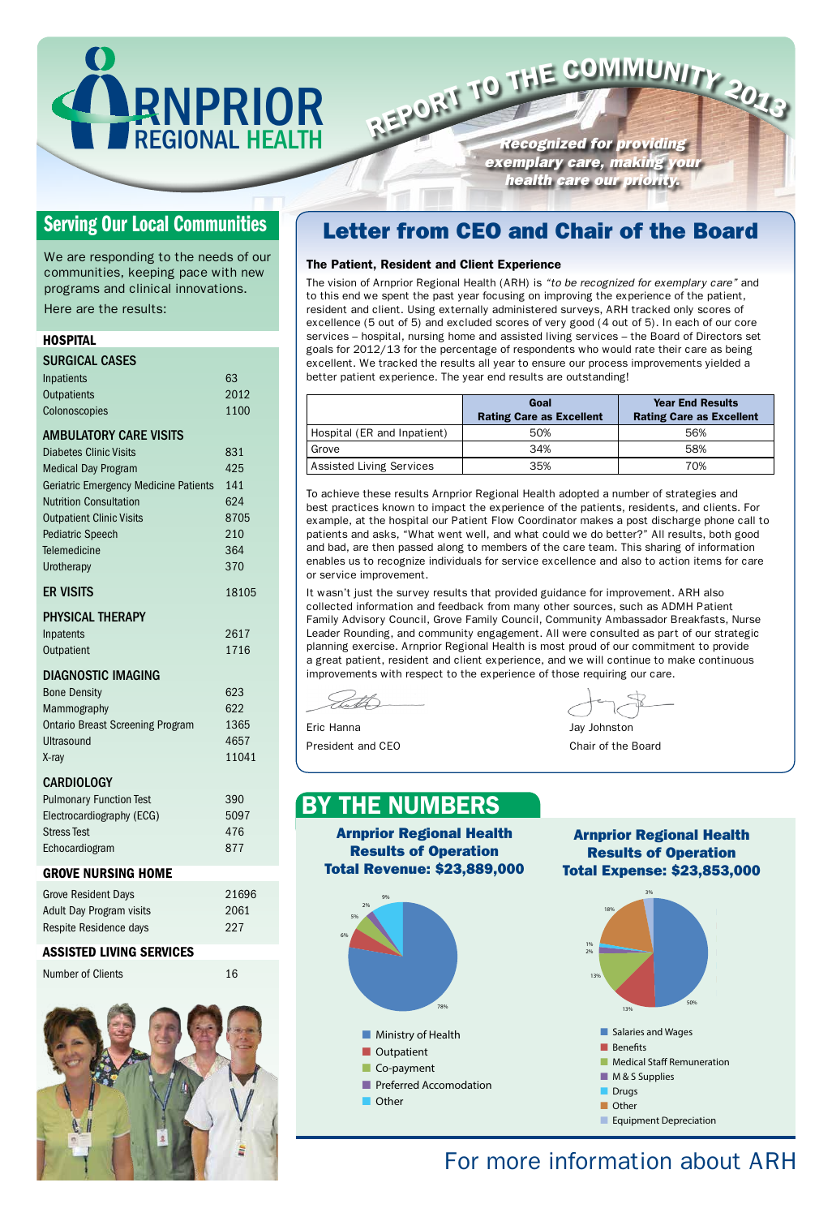# ARNPRIOR REGIONAL HEALTH

## REPORT TO THE COMMUNITY 2013

*Recognized for providing exemplary care, making your health care our priority.*

## Serving Our Local Communities

We are responding to the needs of our communities, keeping pace with new programs and clinical innovations.

Here are the results:

### HOSPITAL

| SURGICAL CASES | |
|---|---|
| Inpatients | 63 |
| Outpatients | 2012 |
| Colonoscopies | 1100 |

| AMBULATORY CARE VISITS | |
|---|---|
| Diabetes Clinic Visits | 831 |
| Medical Day Program | 425 |
| Geriatric Emergency Medicine Patients | 141 |
| Nutrition Consultation | 624 |
| Outpatient Clinic Visits | 8705 |
| Pediatric Speech | 210 |
| Telemedicine | 364 |
| Urotherapy | 370 |

| ER VISITS | 18105 |
|---|---|

| PHYSICAL THERAPY | |
|---|---|
| Inpatents | 2617 |
| Outpatient | 1716 |

| DIAGNOSTIC IMAGING | |
|---|---|
| Bone Density | 623 |
| Mammography | 622 |
| Ontario Breast Screening Program | 1365 |
| Ultrasound | 4657 |
| X-ray | 11041 |

| CARDIOLOGY | |
|---|---|
| Pulmonary Function Test | 390 |
| Electrocardiography (ECG) | 5097 |
| Stress Test | 476 |
| Echocardiogram | 877 |

### GROVE NURSING HOME

| | |
|---|---|
| Grove Resident Days | 21696 |
| Adult Day Program visits | 2061 |
| Respite Residence days | 227 |

### ASSISTED LIVING SERVICES

| | |
|---|---|
| Number of Clients | 16 |

## Letter from CEO and Chair of the Board

**The Patient, Resident and Client Experience**

The vision of Arnprior Regional Health (ARH) is *"to be recognized for exemplary care"* and to this end we spent the past year focusing on improving the experience of the patient, resident and client. Using externally administered surveys, ARH tracked only scores of excellence (5 out of 5) and excluded scores of very good (4 out of 5). In each of our core services – hospital, nursing home and assisted living services – the Board of Directors set goals for 2012/13 for the percentage of respondents who would rate their care as being excellent. We tracked the results all year to ensure our process improvements yielded a better patient experience. The year end results are outstanding!

| | Goal<br>Rating Care as Excellent | Year End Results<br>Rating Care as Excellent |
|---|---|---|
| Hospital (ER and Inpatient) | 50% | 56% |
| Grove | 34% | 58% |
| Assisted Living Services | 35% | 70% |

To achieve these results Arnprior Regional Health adopted a number of strategies and best practices known to impact the experience of the patients, residents, and clients. For example, at the hospital our Patient Flow Coordinator makes a post discharge phone call to patients and asks, "What went well, and what could we do better?" All results, both good and bad, are then passed along to members of the care team. This sharing of information enables us to recognize individuals for service excellence and also to action items for care or service improvement.

It wasn't just the survey results that provided guidance for improvement. ARH also collected information and feedback from many other sources, such as ADMH Patient Family Advisory Council, Grove Family Council, Community Ambassador Breakfasts, Nurse Leader Rounding, and community engagement. All were consulted as part of our strategic planning exercise. Arnprior Regional Health is most proud of our commitment to provide a great patient, resident and client experience, and we will continue to make continuous improvements with respect to the experience of those requiring our care.

Eric Hanna
President and CEO

Jay Johnston
Chair of the Board

## BY THE NUMBERS

### Arnprior Regional Health Results of Operation Total Revenue: $23,889,000

- Ministry of Health: 78%
- Outpatient: 6%
- Co-payment: 5%
- Preferred Accomodation: 2%
- Other: 9%

### Arnprior Regional Health Results of Operation Total Expense: $23,853,000

- Salaries and Wages: 50%
- Benefits: 13%
- Medical Staff Remuneration: 13%
- M & S Supplies: 2%
- Drugs: 1%
- Other: 18%
- Equipment Depreciation: 3%

For more information about ARH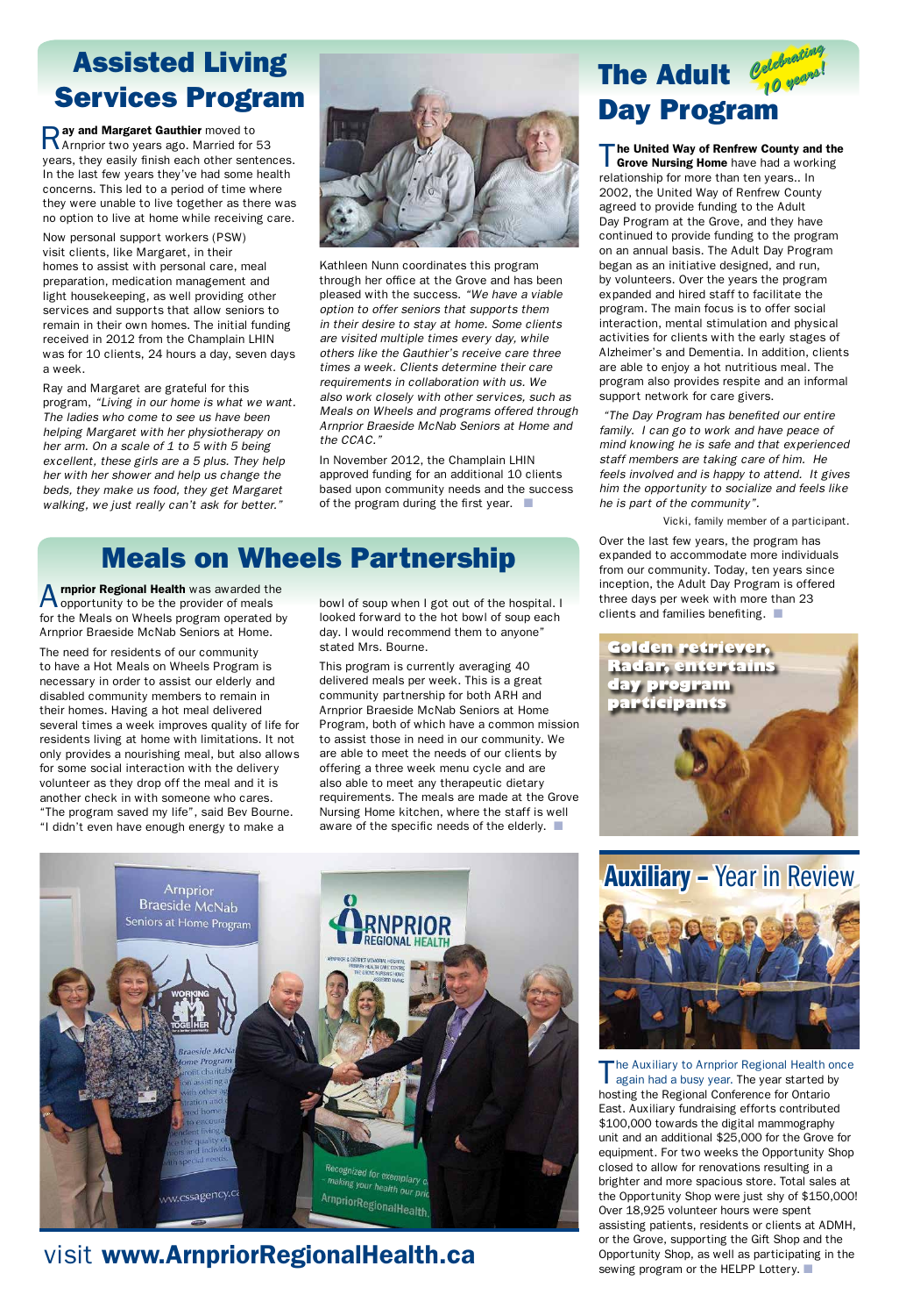# Assisted Living Services Program

**Ray and Margaret Gauthier** moved to Arnprior two years ago. Married for 53 years, they easily finish each other sentences. In the last few years they've had some health concerns. This led to a period of time where they were unable to live together as there was no option to live at home while receiving care.

Now personal support workers (PSW) visit clients, like Margaret, in their homes to assist with personal care, meal preparation, medication management and light housekeeping, as well providing other services and supports that allow seniors to remain in their own homes. The initial funding received in 2012 from the Champlain LHIN was for 10 clients, 24 hours a day, seven days a week.

Ray and Margaret are grateful for this program, *"Living in our home is what we want. The ladies who come to see us have been helping Margaret with her physiotherapy on her arm. On a scale of 1 to 5 with 5 being excellent, these girls are a 5 plus. They help her with her shower and help us change the beds, they make us food, they get Margaret walking, we just really can't ask for better."*

Kathleen Nunn coordinates this program through her office at the Grove and has been pleased with the success. *"We have a viable option to offer seniors that supports them in their desire to stay at home. Some clients are visited multiple times every day, while others like the Gauthier's receive care three times a week. Clients determine their care requirements in collaboration with us. We also work closely with other services, such as Meals on Wheels and programs offered through Arnprior Braeside McNab Seniors at Home and the CCAC."*

In November 2012, the Champlain LHIN approved funding for an additional 10 clients based upon community needs and the success of the program during the first year.

# The Adult Day Program

*Celebrating 10 years!*

**The United Way of Renfrew County and the Grove Nursing Home** have had a working relationship for more than ten years.. In 2002, the United Way of Renfrew County agreed to provide funding to the Adult Day Program at the Grove, and they have continued to provide funding to the program on an annual basis. The Adult Day Program began as an initiative designed, and run, by volunteers. Over the years the program expanded and hired staff to facilitate the program. The main focus is to offer social interaction, mental stimulation and physical activities for clients with the early stages of Alzheimer's and Dementia. In addition, clients are able to enjoy a hot nutritious meal. The program also provides respite and an informal support network for care givers.

*"The Day Program has benefited our entire family. I can go to work and have peace of mind knowing he is safe and that experienced staff members are taking care of him. He feels involved and is happy to attend. It gives him the opportunity to socialize and feels like he is part of the community".*

Vicki, family member of a participant.

Over the last few years, the program has expanded to accommodate more individuals from our community. Today, ten years since inception, the Adult Day Program is offered three days per week with more than 23 clients and families benefiting.

**Golden retriever, Radar, entertains day program participants**

# Meals on Wheels Partnership

**Arnprior Regional Health** was awarded the opportunity to be the provider of meals for the Meals on Wheels program operated by Arnprior Braeside McNab Seniors at Home.

The need for residents of our community to have a Hot Meals on Wheels Program is necessary in order to assist our elderly and disabled community members to remain in their homes. Having a hot meal delivered several times a week improves quality of life for residents living at home with limitations. It not only provides a nourishing meal, but also allows for some social interaction with the delivery volunteer as they drop off the meal and it is another check in with someone who cares. "The program saved my life", said Bev Bourne. "I didn't even have enough energy to make a bowl of soup when I got out of the hospital. I looked forward to the hot bowl of soup each day. I would recommend them to anyone" stated Mrs. Bourne.

This program is currently averaging 40 delivered meals per week. This is a great community partnership for both ARH and Arnprior Braeside McNab Seniors at Home Program, both of which have a common mission to assist those in need in our community. We are able to meet the needs of our clients by offering a three week menu cycle and are also able to meet any therapeutic dietary requirements. The meals are made at the Grove Nursing Home kitchen, where the staff is well aware of the specific needs of the elderly.

# Auxiliary – Year in Review

The Auxiliary to Arnprior Regional Health once again had a busy year. The year started by hosting the Regional Conference for Ontario East. Auxiliary fundraising efforts contributed $100,000 towards the digital mammography unit and an additional $25,000 for the Grove for equipment. For two weeks the Opportunity Shop closed to allow for renovations resulting in a brighter and more spacious store. Total sales at the Opportunity Shop were just shy of $150,000! Over 18,925 volunteer hours were spent assisting patients, residents or clients at ADMH, or the Grove, supporting the Gift Shop and the Opportunity Shop, as well as participating in the sewing program or the HELPP Lottery.

visit **www.ArnpriorRegionalHealth.ca**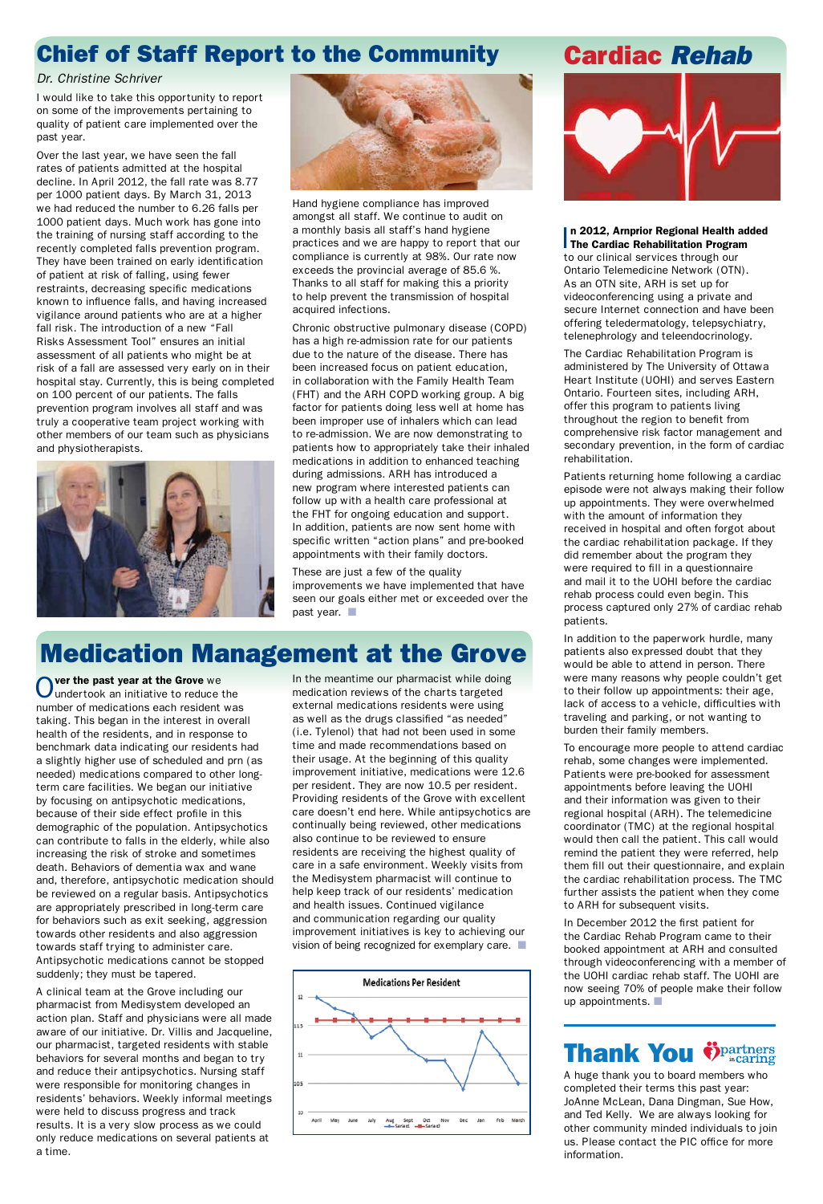# Chief of Staff Report to the Community

*Dr. Christine Schriver*

I would like to take this opportunity to report on some of the improvements pertaining to quality of patient care implemented over the past year.

Over the last year, we have seen the fall rates of patients admitted at the hospital decline. In April 2012, the fall rate was 8.77 per 1000 patient days. By March 31, 2013 we had reduced the number to 6.26 falls per 1000 patient days. Much work has gone into the training of nursing staff according to the recently completed falls prevention program. They have been trained on early identification of patient at risk of falling, using fewer restraints, decreasing specific medications known to influence falls, and having increased vigilance around patients who are at a higher fall risk. The introduction of a new "Fall Risks Assessment Tool" ensures an initial assessment of all patients who might be at risk of a fall are assessed very early on in their hospital stay. Currently, this is being completed on 100 percent of our patients. The falls prevention program involves all staff and was truly a cooperative team project working with other members of our team such as physicians and physiotherapists.

Hand hygiene compliance has improved amongst all staff. We continue to audit on a monthly basis all staff's hand hygiene practices and we are happy to report that our compliance is currently at 98%. Our rate now exceeds the provincial average of 85.6 %. Thanks to all staff for making this a priority to help prevent the transmission of hospital acquired infections.

Chronic obstructive pulmonary disease (COPD) has a high re-admission rate for our patients due to the nature of the disease. There has been increased focus on patient education, in collaboration with the Family Health Team (FHT) and the ARH COPD working group. A big factor for patients doing less well at home has been improper use of inhalers which can lead to re-admission. We are now demonstrating to patients how to appropriately take their inhaled medications in addition to enhanced teaching during admissions. ARH has introduced a new program where interested patients can follow up with a health care professional at the FHT for ongoing education and support. In addition, patients are now sent home with specific written "action plans" and pre-booked appointments with their family doctors.

These are just a few of the quality improvements we have implemented that have seen our goals either met or exceeded over the past year.

# Medication Management at the Grove

**Over the past year at the Grove** we undertook an initiative to reduce the number of medications each resident was taking. This began in the interest in overall health of the residents, and in response to benchmark data indicating our residents had a slightly higher use of scheduled and prn (as needed) medications compared to other long-term care facilities. We began our initiative by focusing on antipsychotic medications, because of their side effect profile in this demographic of the population. Antipsychotics can contribute to falls in the elderly, while also increasing the risk of stroke and sometimes death. Behaviors of dementia wax and wane and, therefore, antipsychotic medication should be reviewed on a regular basis. Antipsychotics are appropriately prescribed in long-term care for behaviors such as exit seeking, aggression towards other residents and also aggression towards staff trying to administer care. Antipsychotic medications cannot be stopped suddenly; they must be tapered.

A clinical team at the Grove including our pharmacist from Medisystem developed an action plan. Staff and physicians were all made aware of our initiative. Dr. Villis and Jacqueline, our pharmacist, targeted residents with stable behaviors for several months and began to try and reduce their antipsychotics. Nursing staff were responsible for monitoring changes in residents' behaviors. Weekly informal meetings were held to discuss progress and track results. It is a very slow process as we could only reduce medications on several patients at a time.

In the meantime our pharmacist while doing medication reviews of the charts targeted external medications residents were using as well as the drugs classified "as needed" (i.e. Tylenol) that had not been used in some time and made recommendations based on their usage. At the beginning of this quality improvement initiative, medications were 12.6 per resident. They are now 10.5 per resident. Providing residents of the Grove with excellent care doesn't end here. While antipsychotics are continually being reviewed, other medications also continue to be reviewed to ensure residents are receiving the highest quality of care in a safe environment. Weekly visits from the Medisystem pharmacist will continue to help keep track of our residents' medication and health issues. Continued vigilance and communication regarding our quality improvement initiatives is key to achieving our vision of being recognized for exemplary care.

**Medications Per Resident**

# Cardiac *Rehab*

**In 2012, Arnprior Regional Health added The Cardiac Rehabilitation Program** to our clinical services through our Ontario Telemedicine Network (OTN). As an OTN site, ARH is set up for videoconferencing using a private and secure Internet connection and have been offering teledermatology, telepsychiatry, telenephrology and teleendocrinology.

The Cardiac Rehabilitation Program is administered by The University of Ottawa Heart Institute (UOHI) and serves Eastern Ontario. Fourteen sites, including ARH, offer this program to patients living throughout the region to benefit from comprehensive risk factor management and secondary prevention, in the form of cardiac rehabilitation.

Patients returning home following a cardiac episode were not always making their follow up appointments. They were overwhelmed with the amount of information they received in hospital and often forgot about the cardiac rehabilitation package. If they did remember about the program they were required to fill in a questionnaire and mail it to the UOHI before the cardiac rehab process could even begin. This process captured only 27% of cardiac rehab patients.

In addition to the paperwork hurdle, many patients also expressed doubt that they would be able to attend in person. There were many reasons why people couldn't get to their follow up appointments: their age, lack of access to a vehicle, difficulties with traveling and parking, or not wanting to burden their family members.

To encourage more people to attend cardiac rehab, some changes were implemented. Patients were pre-booked for assessment appointments before leaving the UOHI and their information was given to their regional hospital (ARH). The telemedicine coordinator (TMC) at the regional hospital would then call the patient. This call would remind the patient they were referred, help them fill out their questionnaire, and explain the cardiac rehabilitation process. The TMC further assists the patient when they come to ARH for subsequent visits.

In December 2012 the first patient for the Cardiac Rehab Program came to their booked appointment at ARH and consulted through videoconferencing with a member of the UOHI cardiac rehab staff. The UOHI are now seeing 70% of people make their follow up appointments.

# Thank You

A huge thank you to board members who completed their terms this past year: JoAnne McLean, Dana Dingman, Sue How, and Ted Kelly. We are always looking for other community minded individuals to join us. Please contact the PIC office for more information.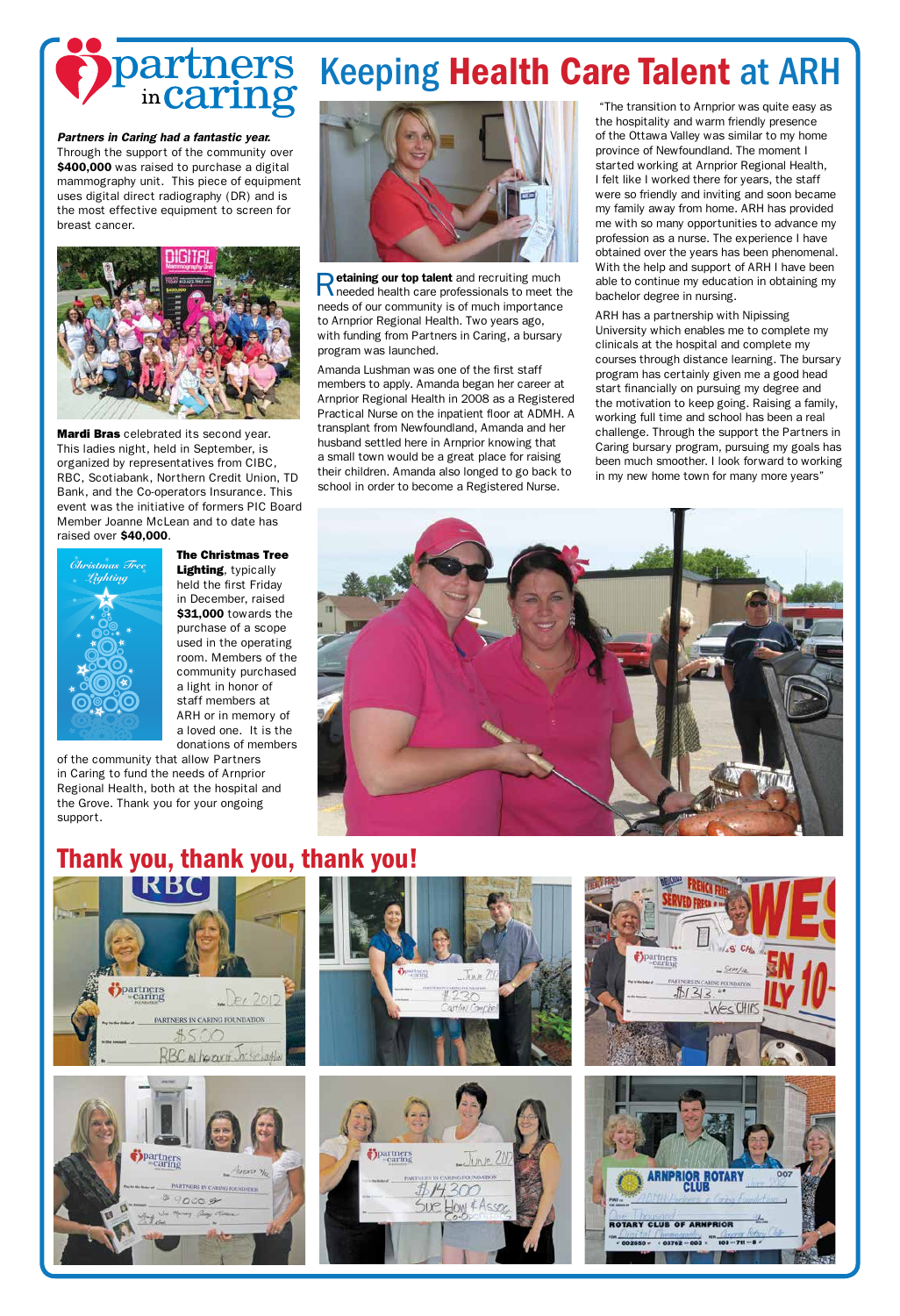# partners in caring

# Keeping Health Care Talent at ARH

***Partners in Caring had a fantastic year.*** Through the support of the community over **$400,000** was raised to purchase a digital mammography unit. This piece of equipment uses digital direct radiography (DR) and is the most effective equipment to screen for breast cancer.

**Mardi Bras** celebrated its second year. This ladies night, held in September, is organized by representatives from CIBC, RBC, Scotiabank, Northern Credit Union, TD Bank, and the Co-operators Insurance. This event was the initiative of formers PIC Board Member Joanne McLean and to date has raised over **$40,000**.

**The Christmas Tree Lighting**, typically held the first Friday in December, raised **$31,000** towards the purchase of a scope used in the operating room. Members of the community purchased a light in honor of staff members at ARH or in memory of a loved one. It is the donations of members of the community that allow Partners in Caring to fund the needs of Arnprior Regional Health, both at the hospital and the Grove. Thank you for your ongoing support.

**Retaining our top talent** and recruiting much needed health care professionals to meet the needs of our community is of much importance to Arnprior Regional Health. Two years ago, with funding from Partners in Caring, a bursary program was launched.

Amanda Lushman was one of the first staff members to apply. Amanda began her career at Arnprior Regional Health in 2008 as a Registered Practical Nurse on the inpatient floor at ADMH. A transplant from Newfoundland, Amanda and her husband settled here in Arnprior knowing that a small town would be a great place for raising their children. Amanda also longed to go back to school in order to become a Registered Nurse.

"The transition to Arnprior was quite easy as the hospitality and warm friendly presence of the Ottawa Valley was similar to my home province of Newfoundland. The moment I started working at Arnprior Regional Health, I felt like I worked there for years, the staff were so friendly and inviting and soon became my family away from home. ARH has provided me with so many opportunities to advance my profession as a nurse. The experience I have obtained over the years has been phenomenal. With the help and support of ARH I have been able to continue my education in obtaining my bachelor degree in nursing.

ARH has a partnership with Nipissing University which enables me to complete my clinicals at the hospital and complete my courses through distance learning. The bursary program has certainly given me a good head start financially on pursuing my degree and the motivation to keep going. Raising a family, working full time and school has been a real challenge. Through the support the Partners in Caring bursary program, pursuing my goals has been much smoother. I look forward to working in my new home town for many more years"

## Thank you, thank you, thank you!